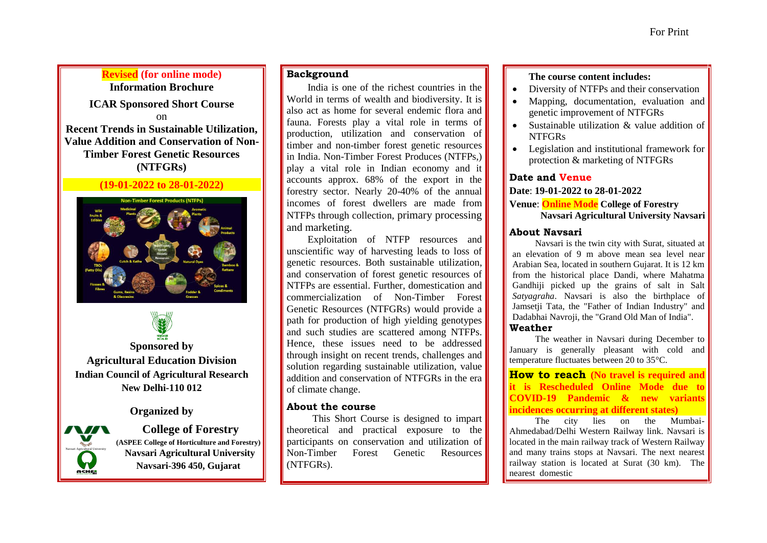For Print

**Revised (for online mode)**

**Information Brochure**

**ICAR Sponsored Short Course**

on

# Recent Trends in Sustainable Utilization, Value Addition and Conservation of Non-Timber Forest Genetic Resources (NTFGRs)

**(19-01-2022 to 28-01-2022)**

**Sponsored by**

**Agricultural Education Division**
**Indian Council of Agricultural Research**
**New Delhi-110 012**

**Organized by**

**College of Forestry**
**(ASPEE College of Horticulture and Forestry)**
**Navsari Agricultural University**
**Navsari-396 450, Gujarat**

## Background

India is one of the richest countries in the World in terms of wealth and biodiversity. It is also act as home for several endemic flora and fauna. Forests play a vital role in terms of production, utilization and conservation of timber and non-timber forest genetic resources in India. Non-Timber Forest Produces (NTFPs,) play a vital role in Indian economy and it accounts approx. 68% of the export in the forestry sector. Nearly 20-40% of the annual incomes of forest dwellers are made from NTFPs through collection, primary processing and marketing.

Exploitation of NTFP resources and unscientific way of harvesting leads to loss of genetic resources. Both sustainable utilization, and conservation of forest genetic resources of NTFPs are essential. Further, domestication and commercialization of Non-Timber Forest Genetic Resources (NTFGRs) would provide a path for production of high yielding genotypes and such studies are scattered among NTFPs. Hence, these issues need to be addressed through insight on recent trends, challenges and solution regarding sustainable utilization, value addition and conservation of NTFGRs in the era of climate change.

## About the course

This Short Course is designed to impart theoretical and practical exposure to the participants on conservation and utilization of Non-Timber Forest Genetic Resources (NTFGRs).

**The course content includes:**

- Diversity of NTFPs and their conservation
- Mapping, documentation, evaluation and genetic improvement of NTFGRs
- Sustainable utilization & value addition of NTFGRs
- Legislation and institutional framework for protection & marketing of NTFGRs

## Date and Venue

**Date**: **19-01-2022 to 28-01-2022**

**Venue**: **Online Mode College of Forestry Navsari Agricultural University Navsari**

## About Navsari

Navsari is the twin city with Surat, situated at an elevation of 9 m above mean sea level near Arabian Sea, located in southern Gujarat. It is 12 km from the historical place Dandi, where Mahatma Gandhiji picked up the grains of salt in Salt *Satyagraha*. Navsari is also the birthplace of Jamsetji Tata, the "Father of Indian Industry" and Dadabhai Navroji, the "Grand Old Man of India".

## Weather

The weather in Navsari during December to January is generally pleasant with cold and temperature fluctuates between 20 to 35°C.

## How to reach (No travel is required and it is Rescheduled Online Mode due to COVID-19 Pandemic & new variants incidences occurring at different states)

The city lies on the Mumbai-Ahmedabad/Delhi Western Railway link. Navsari is located in the main railway track of Western Railway and many trains stops at Navsari. The next nearest railway station is located at Surat (30 km). The nearest domestic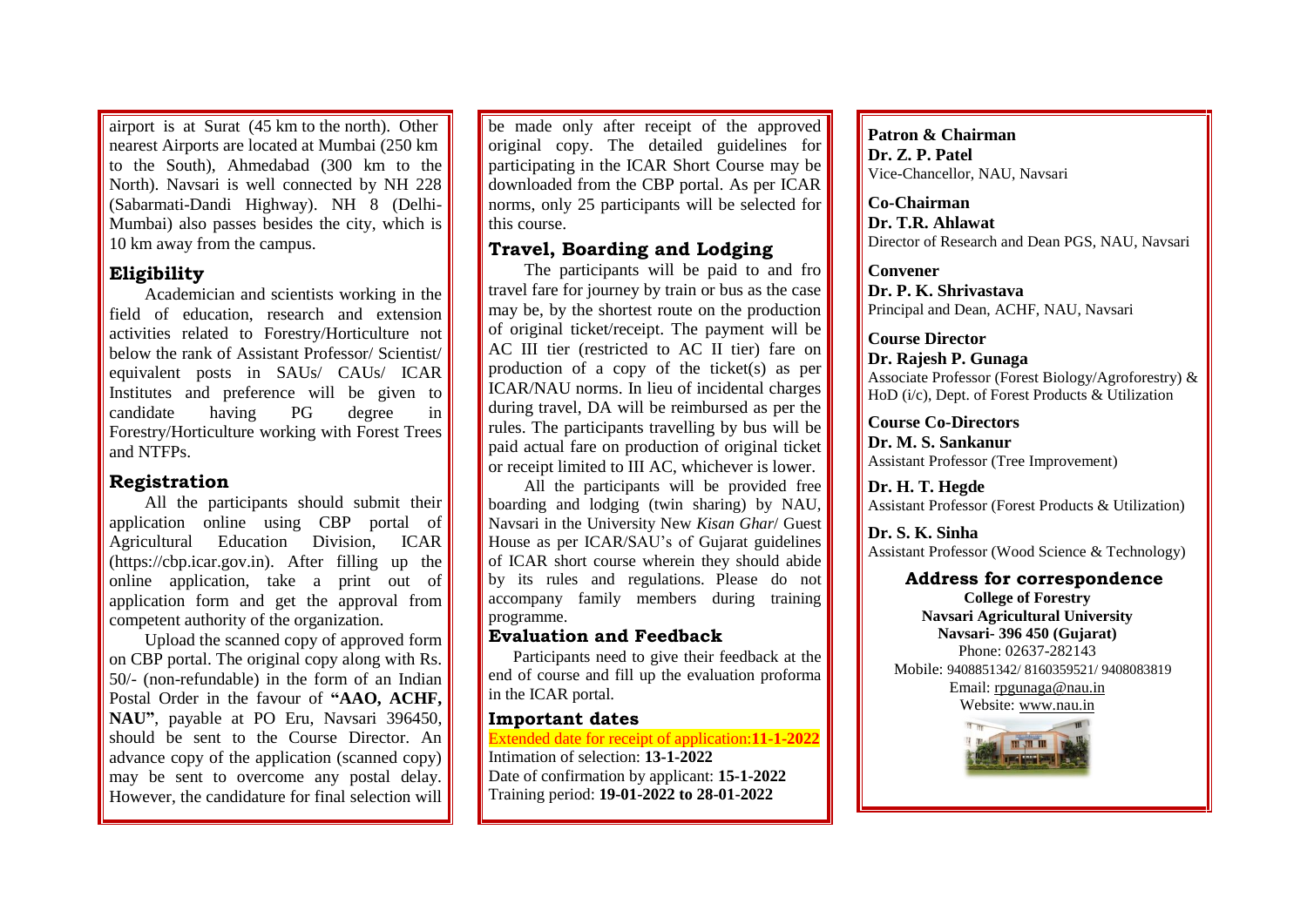airport is at Surat (45 km to the north). Other nearest Airports are located at Mumbai (250 km to the South), Ahmedabad (300 km to the North). Navsari is well connected by NH 228 (Sabarmati-Dandi Highway). NH 8 (Delhi-Mumbai) also passes besides the city, which is 10 km away from the campus.

## Eligibility

Academician and scientists working in the field of education, research and extension activities related to Forestry/Horticulture not below the rank of Assistant Professor/ Scientist/ equivalent posts in SAUs/ CAUs/ ICAR Institutes and preference will be given to candidate having PG degree in Forestry/Horticulture working with Forest Trees and NTFPs.

## Registration

All the participants should submit their application online using CBP portal of Agricultural Education Division, ICAR (https://cbp.icar.gov.in). After filling up the online application, take a print out of application form and get the approval from competent authority of the organization.

Upload the scanned copy of approved form on CBP portal. The original copy along with Rs. 50/- (non-refundable) in the form of an Indian Postal Order in the favour of **"AAO, ACHF, NAU"**, payable at PO Eru, Navsari 396450, should be sent to the Course Director. An advance copy of the application (scanned copy) may be sent to overcome any postal delay. However, the candidature for final selection will be made only after receipt of the approved original copy. The detailed guidelines for participating in the ICAR Short Course may be downloaded from the CBP portal. As per ICAR norms, only 25 participants will be selected for this course.

## Travel, Boarding and Lodging

The participants will be paid to and fro travel fare for journey by train or bus as the case may be, by the shortest route on the production of original ticket/receipt. The payment will be AC III tier (restricted to AC II tier) fare on production of a copy of the ticket(s) as per ICAR/NAU norms. In lieu of incidental charges during travel, DA will be reimbursed as per the rules. The participants travelling by bus will be paid actual fare on production of original ticket or receipt limited to III AC, whichever is lower.

All the participants will be provided free boarding and lodging (twin sharing) by NAU, Navsari in the University New *Kisan Ghar*/ Guest House as per ICAR/SAU's of Gujarat guidelines of ICAR short course wherein they should abide by its rules and regulations. Please do not accompany family members during training programme.

## Evaluation and Feedback

Participants need to give their feedback at the end of course and fill up the evaluation proforma in the ICAR portal.

## Important dates

Extended date for receipt of application:**11-1-2022**
Intimation of selection: **13-1-2022**
Date of confirmation by applicant: **15-1-2022**
Training period: **19-01-2022 to 28-01-2022**

**Patron & Chairman**
**Dr. Z. P. Patel**
Vice-Chancellor, NAU, Navsari

**Co-Chairman**
**Dr. T.R. Ahlawat**
Director of Research and Dean PGS, NAU, Navsari

**Convener**
**Dr. P. K. Shrivastava**
Principal and Dean, ACHF, NAU, Navsari

**Course Director**
**Dr. Rajesh P. Gunaga**
Associate Professor (Forest Biology/Agroforestry) & HoD (i/c), Dept. of Forest Products & Utilization

**Course Co-Directors**
**Dr. M. S. Sankanur**
Assistant Professor (Tree Improvement)

**Dr. H. T. Hegde**
Assistant Professor (Forest Products & Utilization)

**Dr. S. K. Sinha**
Assistant Professor (Wood Science & Technology)

## Address for correspondence

**College of Forestry**
**Navsari Agricultural University**
**Navsari- 396 450 (Gujarat)**
Phone: 02637-282143
Mobile: 9408851342/ 8160359521/ 9408083819
Email: rpgunaga@nau.in
Website: www.nau.in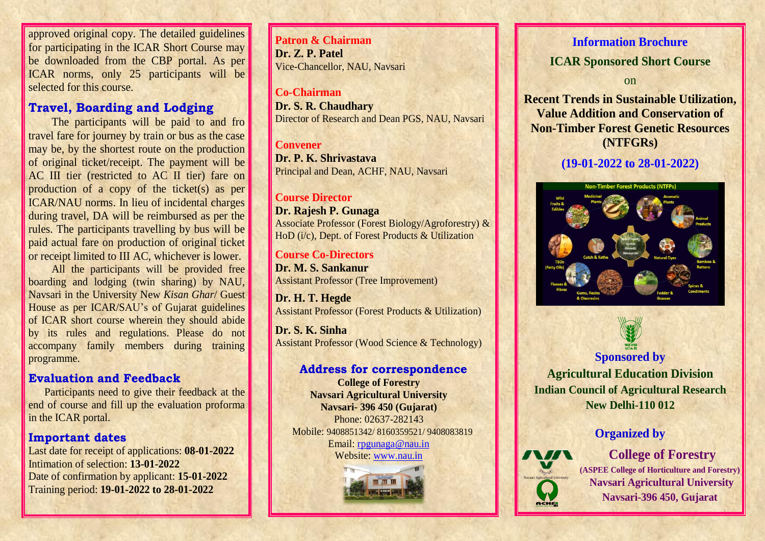approved original copy. The detailed guidelines for participating in the ICAR Short Course may be downloaded from the CBP portal. As per ICAR norms, only 25 participants will be selected for this course.

## Travel, Boarding and Lodging

The participants will be paid to and fro travel fare for journey by train or bus as the case may be, by the shortest route on the production of original ticket/receipt. The payment will be AC III tier (restricted to AC II tier) fare on production of a copy of the ticket(s) as per ICAR/NAU norms. In lieu of incidental charges during travel, DA will be reimbursed as per the rules. The participants travelling by bus will be paid actual fare on production of original ticket or receipt limited to III AC, whichever is lower.

All the participants will be provided free boarding and lodging (twin sharing) by NAU, Navsari in the University New *Kisan Ghar*/ Guest House as per ICAR/SAU's of Gujarat guidelines of ICAR short course wherein they should abide by its rules and regulations. Please do not accompany family members during training programme.

## Evaluation and Feedback

Participants need to give their feedback at the end of course and fill up the evaluation proforma in the ICAR portal.

## Important dates

Last date for receipt of applications: **08-01-2022**
Intimation of selection: **13-01-2022**
Date of confirmation by applicant: **15-01-2022**
Training period: **19-01-2022 to 28-01-2022**

**Patron & Chairman**
**Dr. Z. P. Patel**
Vice-Chancellor, NAU, Navsari

**Co-Chairman**
**Dr. S. R. Chaudhary**
Director of Research and Dean PGS, NAU, Navsari

**Convener**
**Dr. P. K. Shrivastava**
Principal and Dean, ACHF, NAU, Navsari

**Course Director**
**Dr. Rajesh P. Gunaga**
Associate Professor (Forest Biology/Agroforestry) & HoD (i/c), Dept. of Forest Products & Utilization

**Course Co-Directors**
**Dr. M. S. Sankanur**
Assistant Professor (Tree Improvement)

**Dr. H. T. Hegde**
Assistant Professor (Forest Products & Utilization)

**Dr. S. K. Sinha**
Assistant Professor (Wood Science & Technology)

## Address for correspondence

**College of Forestry**
**Navsari Agricultural University**
**Navsari- 396 450 (Gujarat)**
Phone: 02637-282143
Mobile: 9408851342/ 8160359521/ 9408083819
Email: rpgunaga@nau.in
Website: www.nau.in

# Information Brochure

## ICAR Sponsored Short Course

on

**Recent Trends in Sustainable Utilization, Value Addition and Conservation of Non-Timber Forest Genetic Resources (NTFGRs)**

**(19-01-2022 to 28-01-2022)**

**Sponsored by**
**Agricultural Education Division**
**Indian Council of Agricultural Research**
**New Delhi-110 012**

**Organized by**
**College of Forestry**
**(ASPEE College of Horticulture and Forestry)**
**Navsari Agricultural University**
**Navsari-396 450, Gujarat**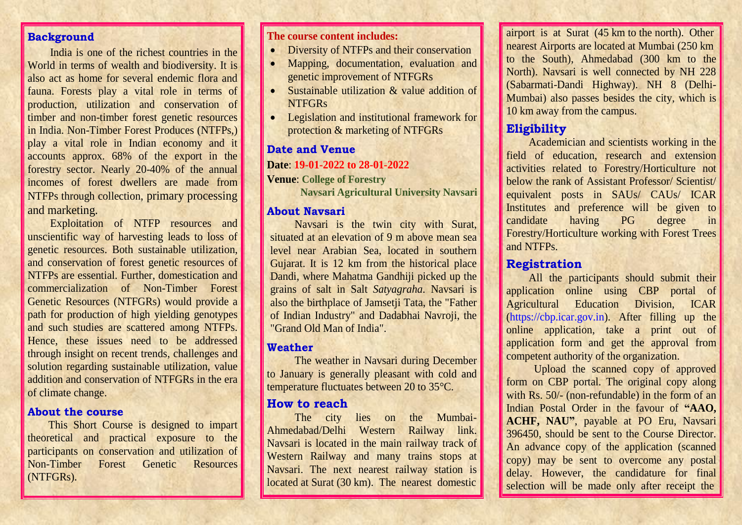## Background

India is one of the richest countries in the World in terms of wealth and biodiversity. It is also act as home for several endemic flora and fauna. Forests play a vital role in terms of production, utilization and conservation of timber and non-timber forest genetic resources in India. Non-Timber Forest Produces (NTFPs,) play a vital role in Indian economy and it accounts approx. 68% of the export in the forestry sector. Nearly 20-40% of the annual incomes of forest dwellers are made from NTFPs through collection, primary processing and marketing.

Exploitation of NTFP resources and unscientific way of harvesting leads to loss of genetic resources. Both sustainable utilization, and conservation of forest genetic resources of NTFPs are essential. Further, domestication and commercialization of Non-Timber Forest Genetic Resources (NTFGRs) would provide a path for production of high yielding genotypes and such studies are scattered among NTFPs. Hence, these issues need to be addressed through insight on recent trends, challenges and solution regarding sustainable utilization, value addition and conservation of NTFGRs in the era of climate change.

## About the course

This Short Course is designed to impart theoretical and practical exposure to the participants on conservation and utilization of Non-Timber Forest Genetic Resources (NTFGRs).

**The course content includes:**

- Diversity of NTFPs and their conservation
- Mapping, documentation, evaluation and genetic improvement of NTFGRs
- Sustainable utilization & value addition of NTFGRs
- Legislation and institutional framework for protection & marketing of NTFGRs

## Date and Venue

**Date**: **19-01-2022 to 28-01-2022**

**Venue**: **College of Forestry**
**Navsari Agricultural University Navsari**

## About Navsari

Navsari is the twin city with Surat, situated at an elevation of 9 m above mean sea level near Arabian Sea, located in southern Gujarat. It is 12 km from the historical place Dandi, where Mahatma Gandhiji picked up the grains of salt in Salt *Satyagraha*. Navsari is also the birthplace of Jamsetji Tata, the "Father of Indian Industry" and Dadabhai Navroji, the "Grand Old Man of India".

## Weather

The weather in Navsari during December to January is generally pleasant with cold and temperature fluctuates between 20 to 35°C.

## How to reach

The city lies on the Mumbai-Ahmedabad/Delhi Western Railway link. Navsari is located in the main railway track of Western Railway and many trains stops at Navsari. The next nearest railway station is located at Surat (30 km). The nearest domestic airport is at Surat (45 km to the north). Other nearest Airports are located at Mumbai (250 km to the South), Ahmedabad (300 km to the North). Navsari is well connected by NH 228 (Sabarmati-Dandi Highway). NH 8 (Delhi-Mumbai) also passes besides the city, which is 10 km away from the campus.

## Eligibility

Academician and scientists working in the field of education, research and extension activities related to Forestry/Horticulture not below the rank of Assistant Professor/ Scientist/ equivalent posts in SAUs/ CAUs/ ICAR Institutes and preference will be given to candidate having PG degree in Forestry/Horticulture working with Forest Trees and NTFPs.

## Registration

All the participants should submit their application online using CBP portal of Agricultural Education Division, ICAR (https://cbp.icar.gov.in). After filling up the online application, take a print out of application form and get the approval from competent authority of the organization.

Upload the scanned copy of approved form on CBP portal. The original copy along with Rs. 50/- (non-refundable) in the form of an Indian Postal Order in the favour of **"AAO, ACHF, NAU"**, payable at PO Eru, Navsari 396450, should be sent to the Course Director. An advance copy of the application (scanned copy) may be sent to overcome any postal delay. However, the candidature for final selection will be made only after receipt the